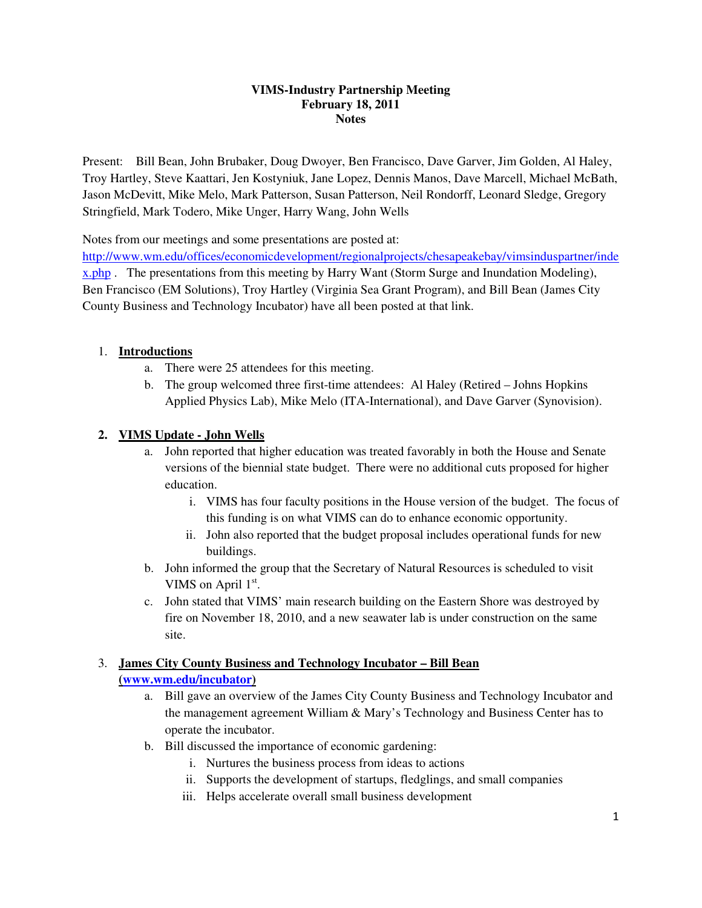**VIMS-Industry Partnership Meeting**
**February 18, 2011**
**Notes**

Present: Bill Bean, John Brubaker, Doug Dwoyer, Ben Francisco, Dave Garver, Jim Golden, Al Haley, Troy Hartley, Steve Kaattari, Jen Kostyniuk, Jane Lopez, Dennis Manos, Dave Marcell, Michael McBath, Jason McDevitt, Mike Melo, Mark Patterson, Susan Patterson, Neil Rondorff, Leonard Sledge, Gregory Stringfield, Mark Todero, Mike Unger, Harry Wang, John Wells

Notes from our meetings and some presentations are posted at: [http://www.wm.edu/offices/economicdevelopment/regionalprojects/chesapeakebay/vimsinduspartner/index.php](http://www.wm.edu/offices/economicdevelopment/regionalprojects/chesapeakebay/vimsinduspartner/index.php) . The presentations from this meeting by Harry Want (Storm Surge and Inundation Modeling), Ben Francisco (EM Solutions), Troy Hartley (Virginia Sea Grant Program), and Bill Bean (James City County Business and Technology Incubator) have all been posted at that link.

1. **Introductions**
   a. There were 25 attendees for this meeting.
   b. The group welcomed three first-time attendees: Al Haley (Retired – Johns Hopkins Applied Physics Lab), Mike Melo (ITA-International), and Dave Garver (Synovision).

2. **VIMS Update - John Wells**
   a. John reported that higher education was treated favorably in both the House and Senate versions of the biennial state budget. There were no additional cuts proposed for higher education.
      i. VIMS has four faculty positions in the House version of the budget. The focus of this funding is on what VIMS can do to enhance economic opportunity.
      ii. John also reported that the budget proposal includes operational funds for new buildings.
   b. John informed the group that the Secretary of Natural Resources is scheduled to visit VIMS on April 1st.
   c. John stated that VIMS' main research building on the Eastern Shore was destroyed by fire on November 18, 2010, and a new seawater lab is under construction on the same site.

3. **James City County Business and Technology Incubator – Bill Bean ([www.wm.edu/incubator](http://www.wm.edu/incubator))**
   a. Bill gave an overview of the James City County Business and Technology Incubator and the management agreement William & Mary's Technology and Business Center has to operate the incubator.
   b. Bill discussed the importance of economic gardening:
      i. Nurtures the business process from ideas to actions
      ii. Supports the development of startups, fledglings, and small companies
      iii. Helps accelerate overall small business development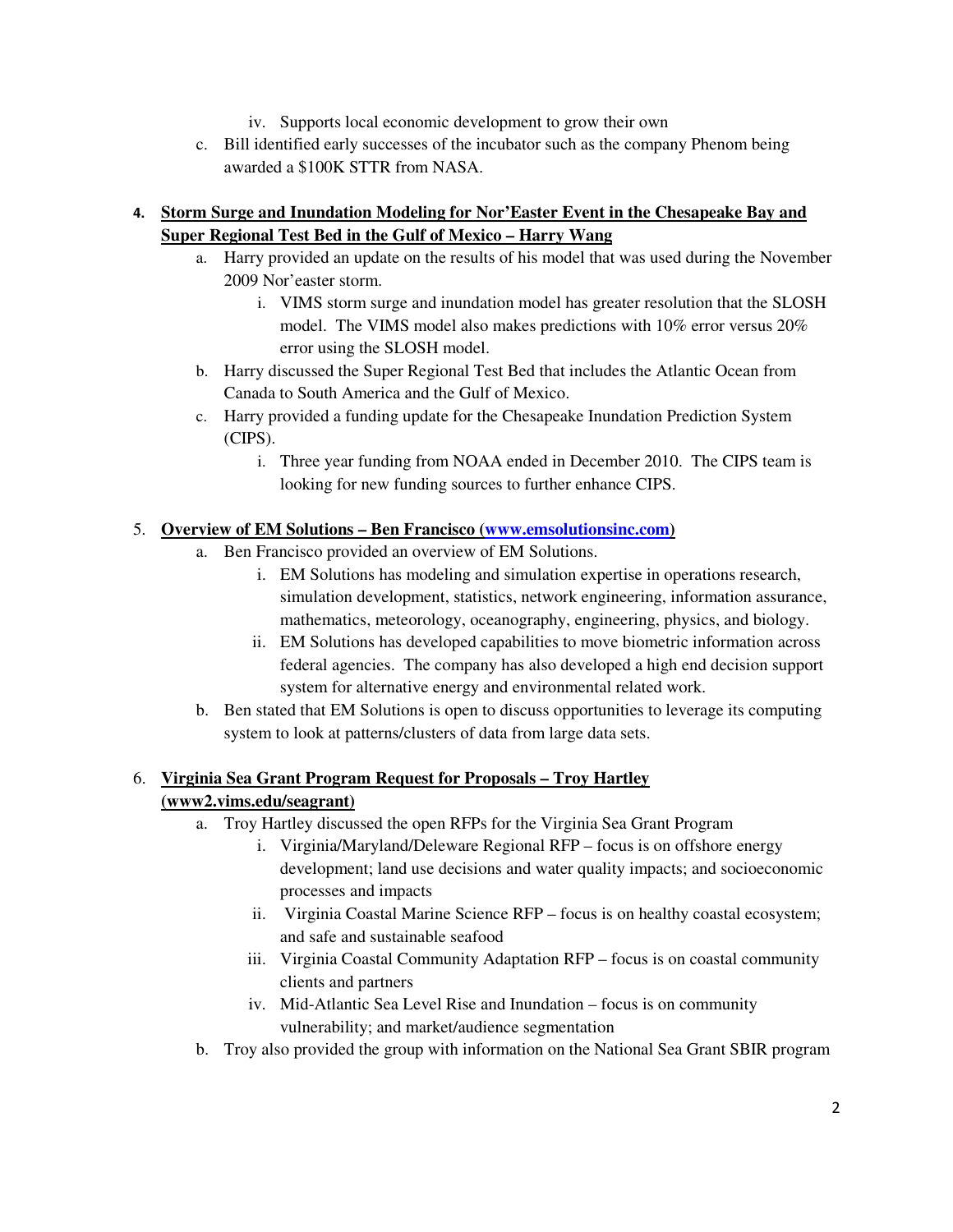iv. Supports local economic development to grow their own

  c. Bill identified early successes of the incubator such as the company Phenom being awarded a $100K STTR from NASA.

4. **Storm Surge and Inundation Modeling for Nor'Easter Event in the Chesapeake Bay and Super Regional Test Bed in the Gulf of Mexico – Harry Wang**
   a. Harry provided an update on the results of his model that was used during the November 2009 Nor'easter storm.
      i. VIMS storm surge and inundation model has greater resolution that the SLOSH model. The VIMS model also makes predictions with 10% error versus 20% error using the SLOSH model.
   b. Harry discussed the Super Regional Test Bed that includes the Atlantic Ocean from Canada to South America and the Gulf of Mexico.
   c. Harry provided a funding update for the Chesapeake Inundation Prediction System (CIPS).
      i. Three year funding from NOAA ended in December 2010. The CIPS team is looking for new funding sources to further enhance CIPS.

5. **Overview of EM Solutions – Ben Francisco (www.emsolutionsinc.com)**
   a. Ben Francisco provided an overview of EM Solutions.
      i. EM Solutions has modeling and simulation expertise in operations research, simulation development, statistics, network engineering, information assurance, mathematics, meteorology, oceanography, engineering, physics, and biology.
      ii. EM Solutions has developed capabilities to move biometric information across federal agencies. The company has also developed a high end decision support system for alternative energy and environmental related work.
   b. Ben stated that EM Solutions is open to discuss opportunities to leverage its computing system to look at patterns/clusters of data from large data sets.

6. **Virginia Sea Grant Program Request for Proposals – Troy Hartley (www2.vims.edu/seagrant)**
   a. Troy Hartley discussed the open RFPs for the Virginia Sea Grant Program
      i. Virginia/Maryland/Deleware Regional RFP – focus is on offshore energy development; land use decisions and water quality impacts; and socioeconomic processes and impacts
      ii. Virginia Coastal Marine Science RFP – focus is on healthy coastal ecosystem; and safe and sustainable seafood
      iii. Virginia Coastal Community Adaptation RFP – focus is on coastal community clients and partners
      iv. Mid-Atlantic Sea Level Rise and Inundation – focus is on community vulnerability; and market/audience segmentation
   b. Troy also provided the group with information on the National Sea Grant SBIR program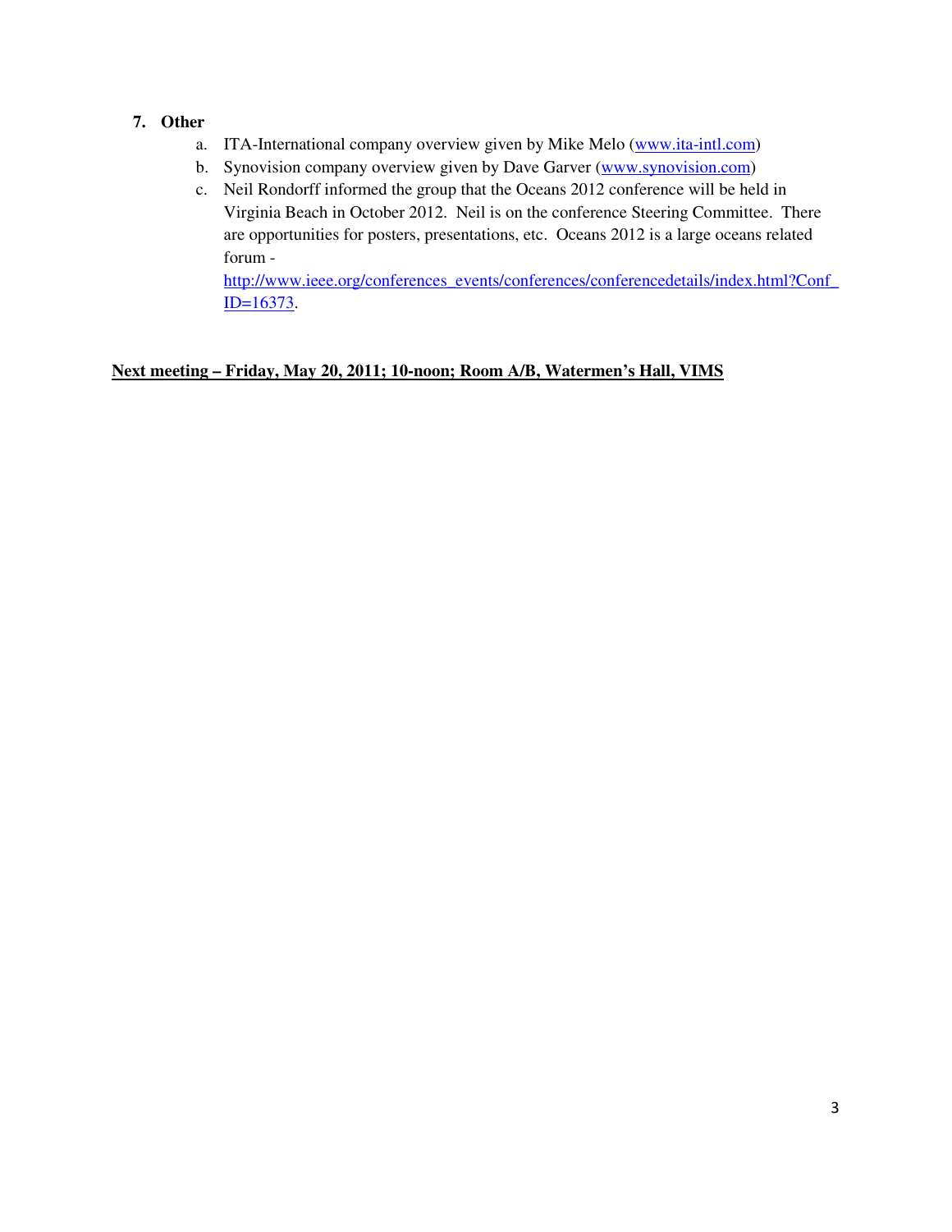7. **Other**
   a. ITA-International company overview given by Mike Melo (www.ita-intl.com)
   b. Synovision company overview given by Dave Garver (www.synovision.com)
   c. Neil Rondorff informed the group that the Oceans 2012 conference will be held in Virginia Beach in October 2012. Neil is on the conference Steering Committee. There are opportunities for posters, presentations, etc. Oceans 2012 is a large oceans related forum - http://www.ieee.org/conferences_events/conferences/conferencedetails/index.html?Conf_ID=16373.

**<u>Next meeting – Friday, May 20, 2011; 10-noon; Room A/B, Watermen's Hall, VIMS</u>**